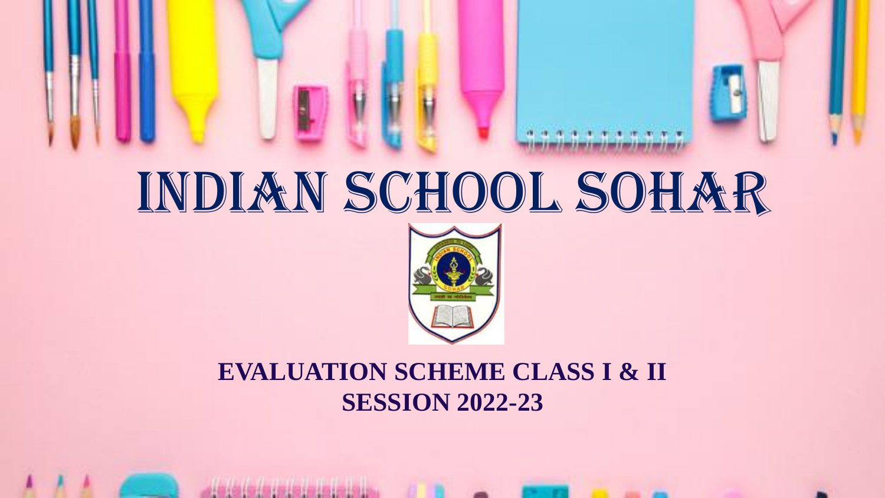# INDIAN SCHOOL SOHAR

**EVALUATION SCHEME CLASS I & II**
**SESSION 2022-23**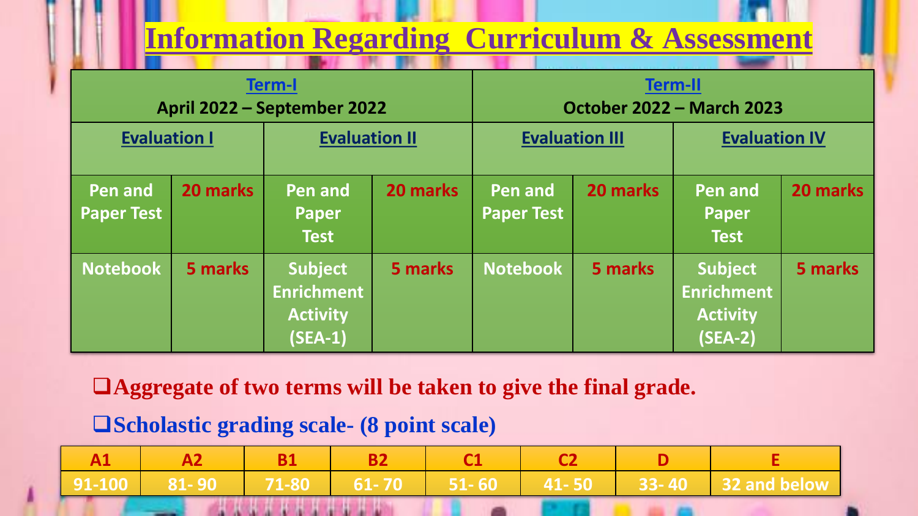# Information Regarding Curriculum & Assessment

| Term-I<br>April 2022 – September 2022 | | | | Term-II<br>October 2022 – March 2023 | | | |
|---|---|---|---|---|---|---|---|
| Evaluation I | | Evaluation II | | Evaluation III | | Evaluation IV | |
| Pen and Paper Test | 20 marks | Pen and Paper Test | 20 marks | Pen and Paper Test | 20 marks | Pen and Paper Test | 20 marks |
| Notebook | 5 marks | Subject Enrichment Activity (SEA-1) | 5 marks | Notebook | 5 marks | Subject Enrichment Activity (SEA-2) | 5 marks |

- **Aggregate of two terms will be taken to give the final grade.**
- **Scholastic grading scale- (8 point scale)**

| A1 | A2 | B1 | B2 | C1 | C2 | D | E |
|---|---|---|---|---|---|---|---|
| 91-100 | 81- 90 | 71-80 | 61- 70 | 51- 60 | 41- 50 | 33- 40 | 32 and below |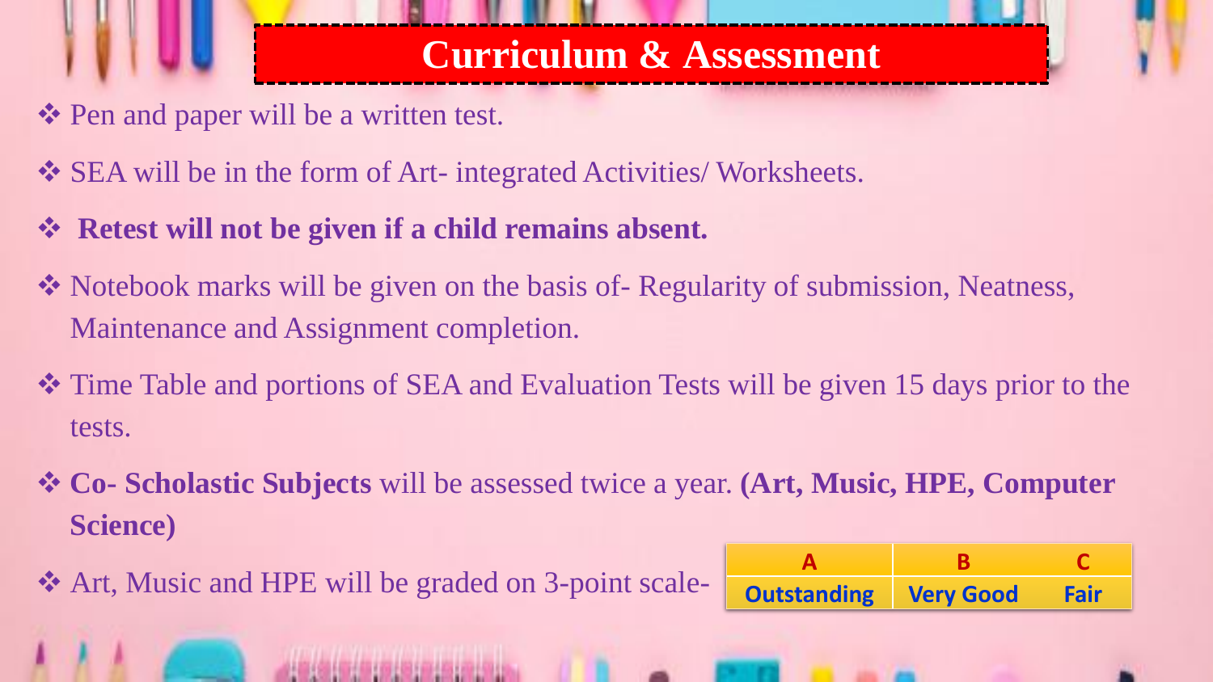# Curriculum & Assessment

- Pen and paper will be a written test.
- SEA will be in the form of Art- integrated Activities/ Worksheets.
- **Retest will not be given if a child remains absent.**
- Notebook marks will be given on the basis of- Regularity of submission, Neatness, Maintenance and Assignment completion.
- Time Table and portions of SEA and Evaluation Tests will be given 15 days prior to the tests.
- **Co- Scholastic Subjects** will be assessed twice a year. **(Art, Music, HPE, Computer Science)**
- Art, Music and HPE will be graded on 3-point scale-

| A | B | C |
|---|---|---|
| Outstanding | Very Good | Fair |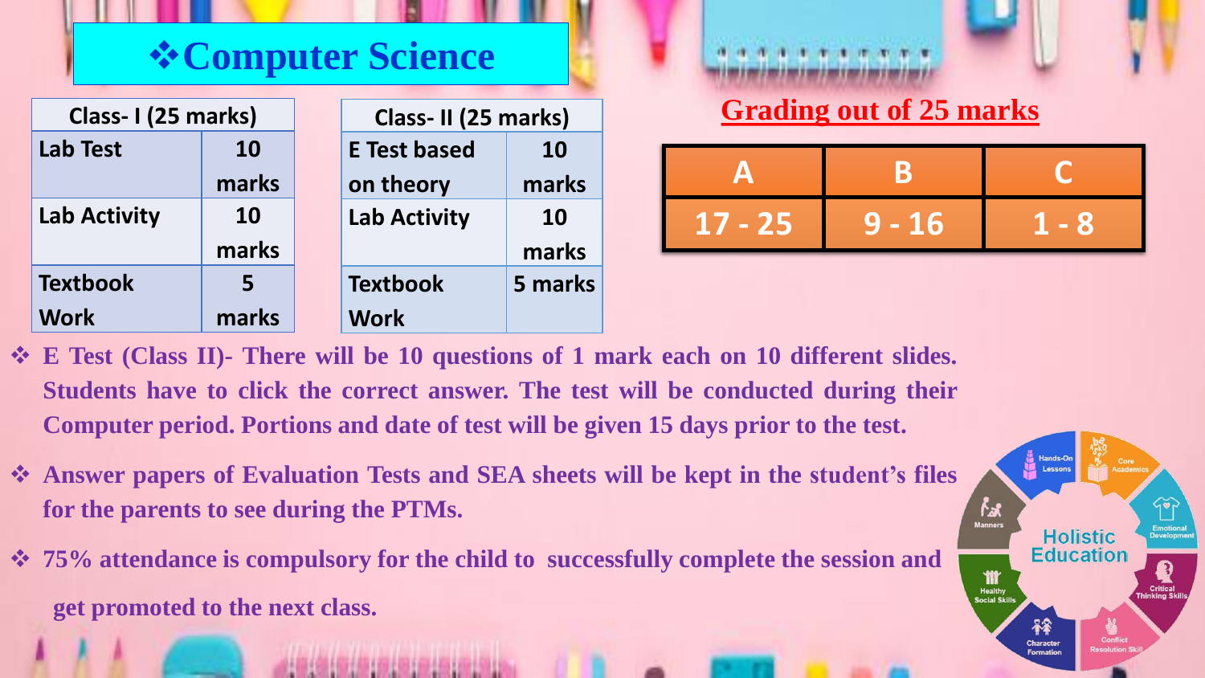# ❖Computer Science

| Class- I (25 marks) | |
|---|---|
| Lab Test | 10 marks |
| Lab Activity | 10 marks |
| Textbook Work | 5 marks |

| Class- II (25 marks) | |
|---|---|
| E Test based on theory | 10 marks |
| Lab Activity | 10 marks |
| Textbook Work | 5 marks |

## Grading out of 25 marks

| A | B | C |
|---|---|---|
| 17 - 25 | 9 - 16 | 1 - 8 |

- ❖ **E Test (Class II)- There will be 10 questions of 1 mark each on 10 different slides. Students have to click the correct answer. The test will be conducted during their Computer period. Portions and date of test will be given 15 days prior to the test.**
- ❖ **Answer papers of Evaluation Tests and SEA sheets will be kept in the student's files for the parents to see during the PTMs.**
- ❖ **75% attendance is compulsory for the child to successfully complete the session and get promoted to the next class.**